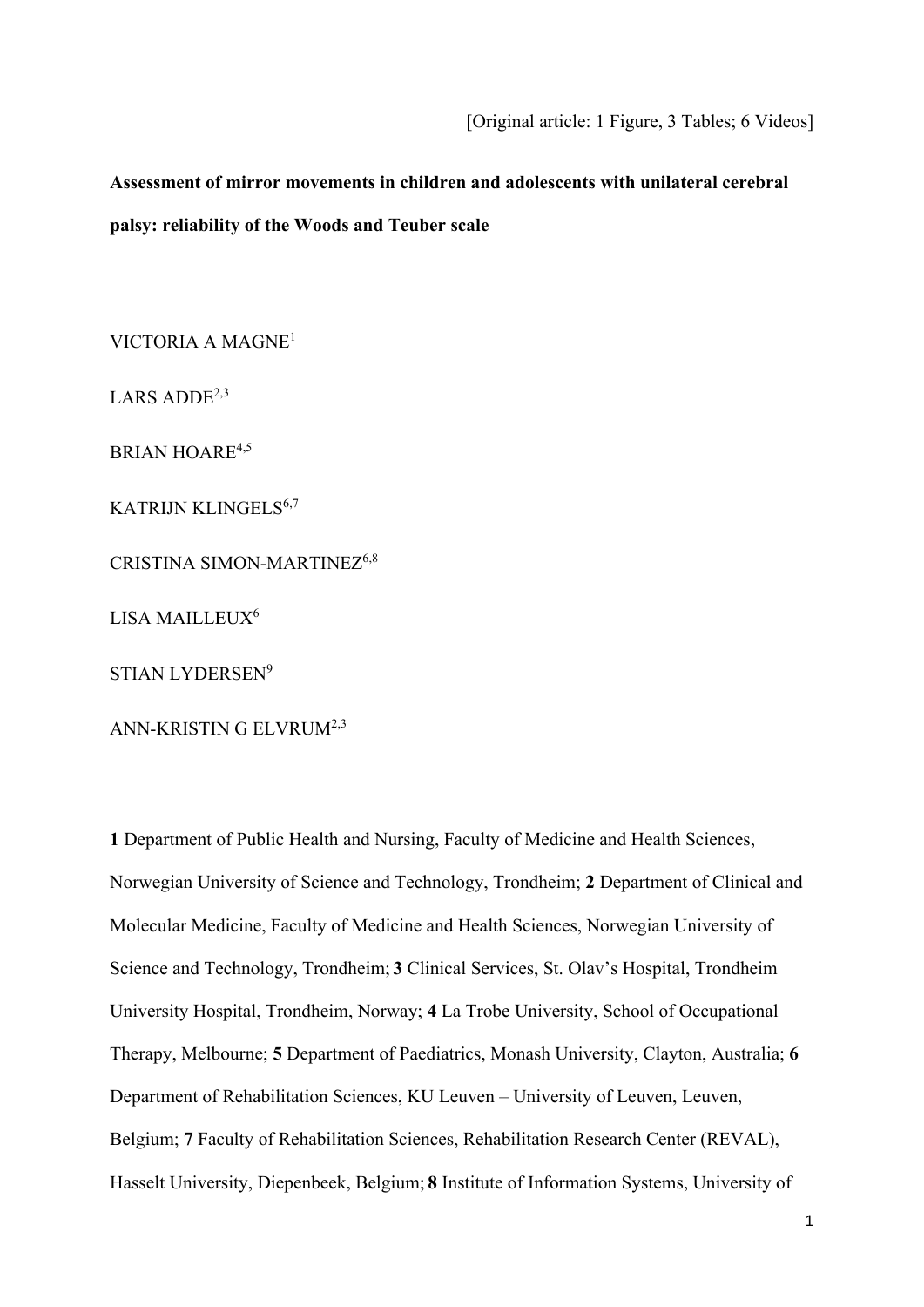[Original article: 1 Figure, 3 Tables; 6 Videos]

**Assessment of mirror movements in children and adolescents with unilateral cerebral palsy: reliability of the Woods and Teuber scale**

VICTORIA A MAGNE[1]

LARS ADDE[2,3]

BRIAN HOARE[4,5]

KATRIJN KLINGELS[6,7]

CRISTINA SIMON-MARTINEZ[6,8]

LISA MAILLEUX[6]

STIAN LYDERSEN[9]

ANN-KRISTIN G ELVRUM[2,3]

**1** Department of Public Health and Nursing, Faculty of Medicine and Health Sciences, Norwegian University of Science and Technology, Trondheim; **2** Department of Clinical and Molecular Medicine, Faculty of Medicine and Health Sciences, Norwegian University of Science and Technology, Trondheim; **3** Clinical Services, St. Olav's Hospital, Trondheim University Hospital, Trondheim, Norway; **4** La Trobe University, School of Occupational Therapy, Melbourne; **5** Department of Paediatrics, Monash University, Clayton, Australia; **6** Department of Rehabilitation Sciences, KU Leuven – University of Leuven, Leuven, Belgium; **7** Faculty of Rehabilitation Sciences, Rehabilitation Research Center (REVAL), Hasselt University, Diepenbeek, Belgium; **8** Institute of Information Systems, University of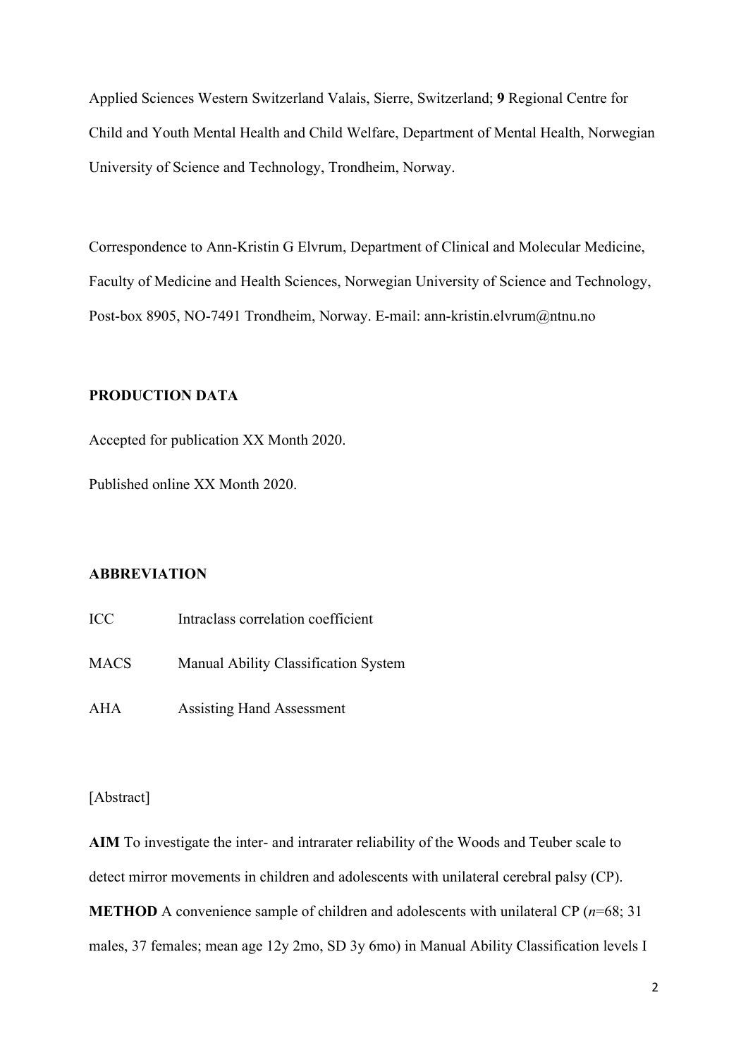Applied Sciences Western Switzerland Valais, Sierre, Switzerland; **9** Regional Centre for Child and Youth Mental Health and Child Welfare, Department of Mental Health, Norwegian University of Science and Technology, Trondheim, Norway.

Correspondence to Ann-Kristin G Elvrum, Department of Clinical and Molecular Medicine, Faculty of Medicine and Health Sciences, Norwegian University of Science and Technology, Post-box 8905, NO-7491 Trondheim, Norway. E-mail: ann-kristin.elvrum@ntnu.no

**PRODUCTION DATA**

Accepted for publication XX Month 2020.

Published online XX Month 2020.

**ABBREVIATION**

| | |
|---|---|
| ICC | Intraclass correlation coefficient |
| MACS | Manual Ability Classification System |
| AHA | Assisting Hand Assessment |

[Abstract]

**AIM** To investigate the inter- and intrarater reliability of the Woods and Teuber scale to detect mirror movements in children and adolescents with unilateral cerebral palsy (CP).

**METHOD** A convenience sample of children and adolescents with unilateral CP (*n*=68; 31 males, 37 females; mean age 12y 2mo, SD 3y 6mo) in Manual Ability Classification levels I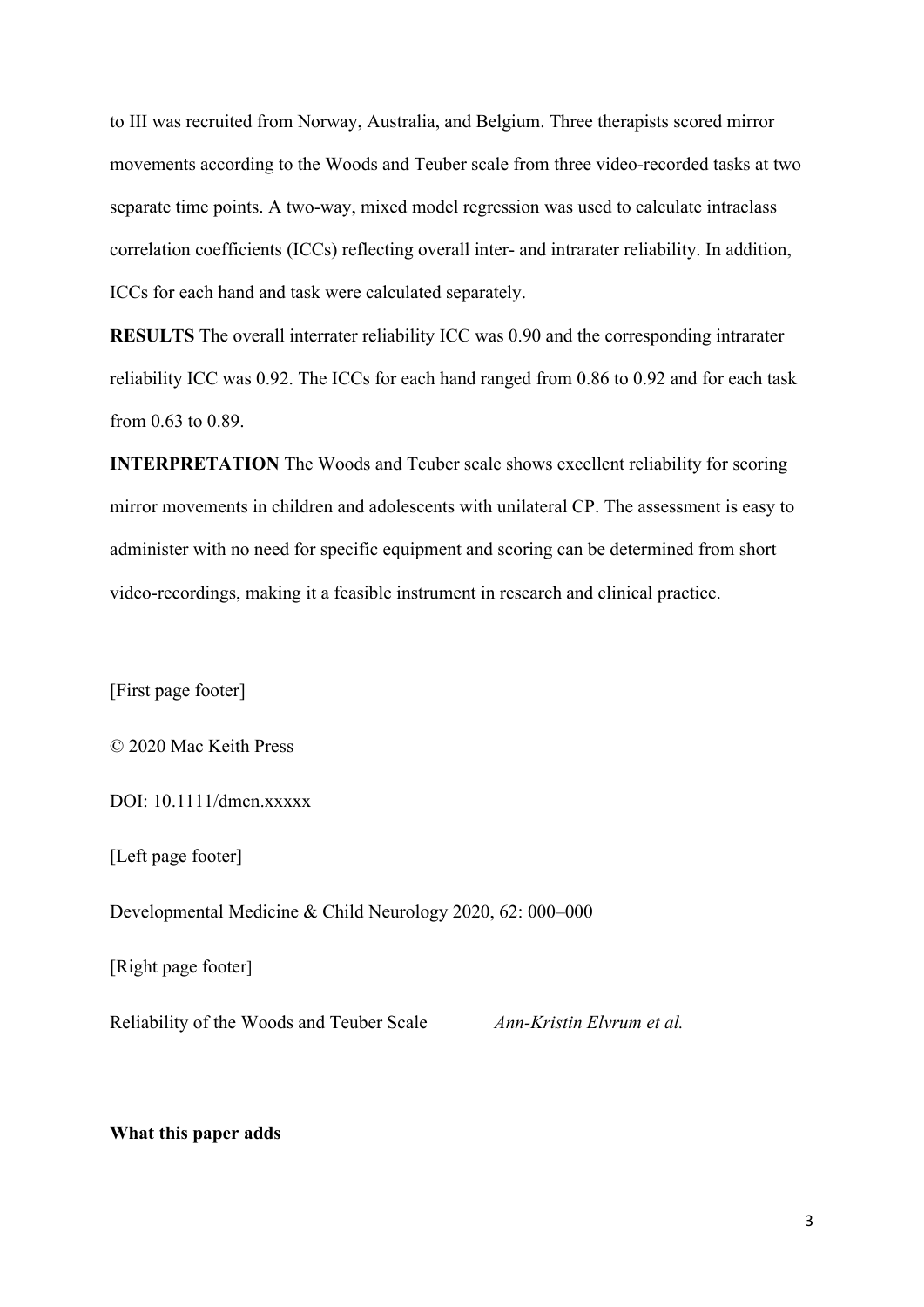to III was recruited from Norway, Australia, and Belgium. Three therapists scored mirror movements according to the Woods and Teuber scale from three video-recorded tasks at two separate time points. A two-way, mixed model regression was used to calculate intraclass correlation coefficients (ICCs) reflecting overall inter- and intrarater reliability. In addition, ICCs for each hand and task were calculated separately.

**RESULTS** The overall interrater reliability ICC was 0.90 and the corresponding intrarater reliability ICC was 0.92. The ICCs for each hand ranged from 0.86 to 0.92 and for each task from 0.63 to 0.89.

**INTERPRETATION** The Woods and Teuber scale shows excellent reliability for scoring mirror movements in children and adolescents with unilateral CP. The assessment is easy to administer with no need for specific equipment and scoring can be determined from short video-recordings, making it a feasible instrument in research and clinical practice.

[First page footer]

© 2020 Mac Keith Press

DOI: 10.1111/dmcn.xxxxx

[Left page footer]

Developmental Medicine & Child Neurology 2020, 62: 000–000

[Right page footer]

Reliability of the Woods and Teuber Scale *Ann-Kristin Elvrum et al.*

**What this paper adds**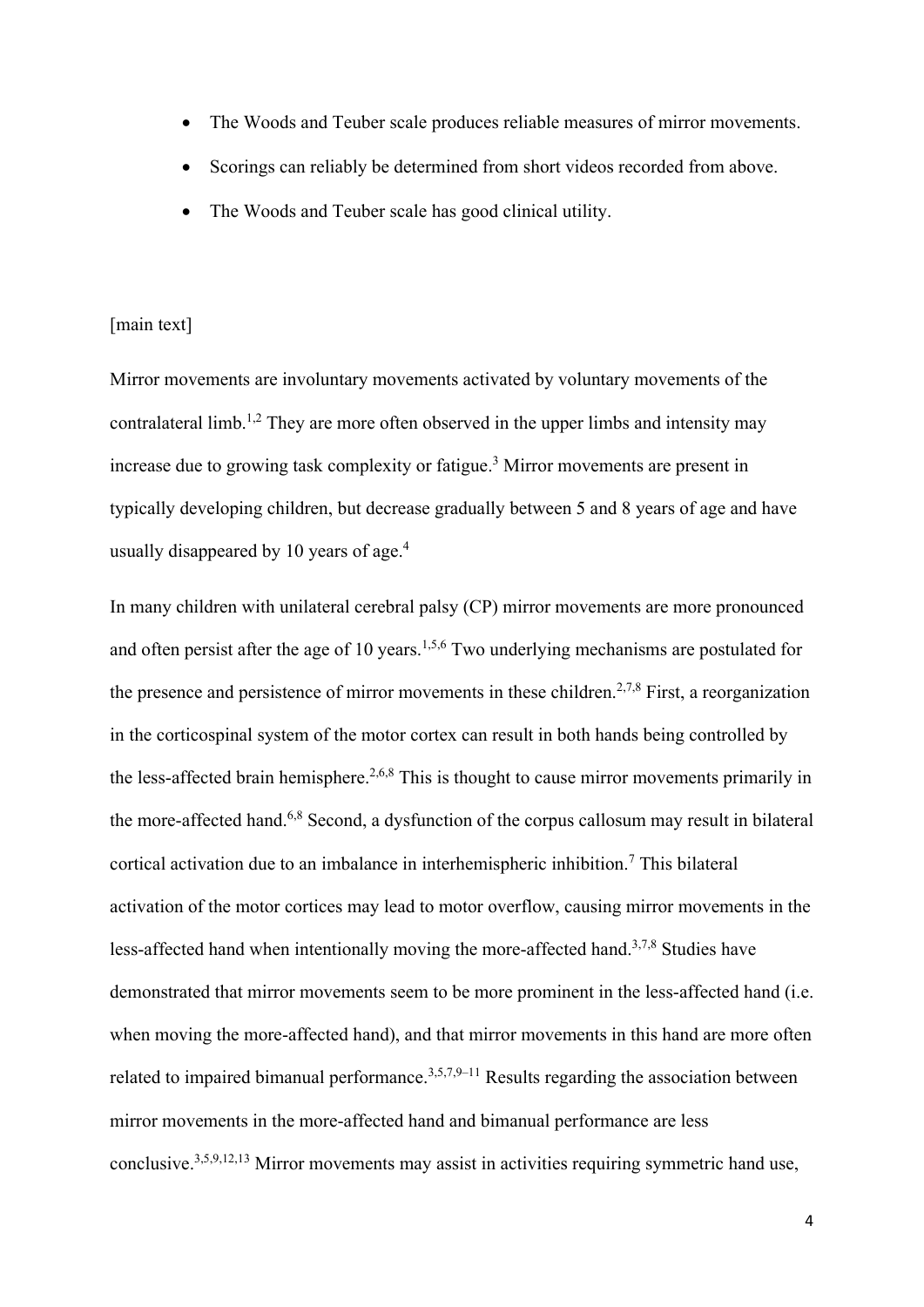- The Woods and Teuber scale produces reliable measures of mirror movements.
- Scorings can reliably be determined from short videos recorded from above.
- The Woods and Teuber scale has good clinical utility.

[main text]

Mirror movements are involuntary movements activated by voluntary movements of the contralateral limb.[1,2] They are more often observed in the upper limbs and intensity may increase due to growing task complexity or fatigue.[3] Mirror movements are present in typically developing children, but decrease gradually between 5 and 8 years of age and have usually disappeared by 10 years of age.[4]

In many children with unilateral cerebral palsy (CP) mirror movements are more pronounced and often persist after the age of 10 years.[1,5,6] Two underlying mechanisms are postulated for the presence and persistence of mirror movements in these children.[2,7,8] First, a reorganization in the corticospinal system of the motor cortex can result in both hands being controlled by the less-affected brain hemisphere.[2,6,8] This is thought to cause mirror movements primarily in the more-affected hand.[6,8] Second, a dysfunction of the corpus callosum may result in bilateral cortical activation due to an imbalance in interhemispheric inhibition.[7] This bilateral activation of the motor cortices may lead to motor overflow, causing mirror movements in the less-affected hand when intentionally moving the more-affected hand.[3,7,8] Studies have demonstrated that mirror movements seem to be more prominent in the less-affected hand (i.e. when moving the more-affected hand), and that mirror movements in this hand are more often related to impaired bimanual performance.[3,5,7,9–11] Results regarding the association between mirror movements in the more-affected hand and bimanual performance are less conclusive.[3,5,9,12,13] Mirror movements may assist in activities requiring symmetric hand use,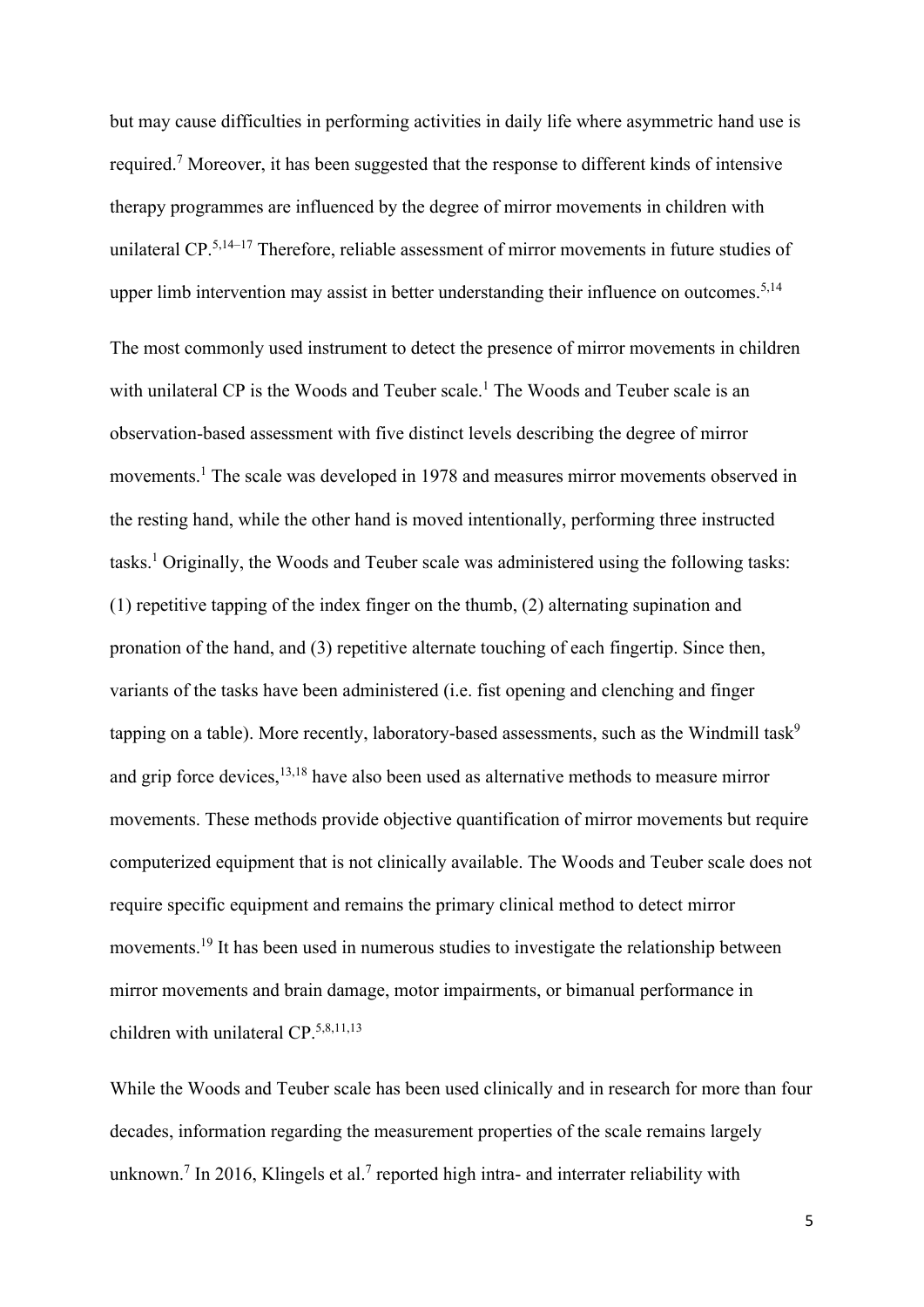but may cause difficulties in performing activities in daily life where asymmetric hand use is required.[7] Moreover, it has been suggested that the response to different kinds of intensive therapy programmes are influenced by the degree of mirror movements in children with unilateral CP.[5,14–17] Therefore, reliable assessment of mirror movements in future studies of upper limb intervention may assist in better understanding their influence on outcomes.[5,14]

The most commonly used instrument to detect the presence of mirror movements in children with unilateral CP is the Woods and Teuber scale.[1] The Woods and Teuber scale is an observation-based assessment with five distinct levels describing the degree of mirror movements.[1] The scale was developed in 1978 and measures mirror movements observed in the resting hand, while the other hand is moved intentionally, performing three instructed tasks.[1] Originally, the Woods and Teuber scale was administered using the following tasks: (1) repetitive tapping of the index finger on the thumb, (2) alternating supination and pronation of the hand, and (3) repetitive alternate touching of each fingertip. Since then, variants of the tasks have been administered (i.e. fist opening and clenching and finger tapping on a table). More recently, laboratory-based assessments, such as the Windmill task[9] and grip force devices,[13,18] have also been used as alternative methods to measure mirror movements. These methods provide objective quantification of mirror movements but require computerized equipment that is not clinically available. The Woods and Teuber scale does not require specific equipment and remains the primary clinical method to detect mirror movements.[19] It has been used in numerous studies to investigate the relationship between mirror movements and brain damage, motor impairments, or bimanual performance in children with unilateral CP.[5,8,11,13]

While the Woods and Teuber scale has been used clinically and in research for more than four decades, information regarding the measurement properties of the scale remains largely unknown.[7] In 2016, Klingels et al.[7] reported high intra- and interrater reliability with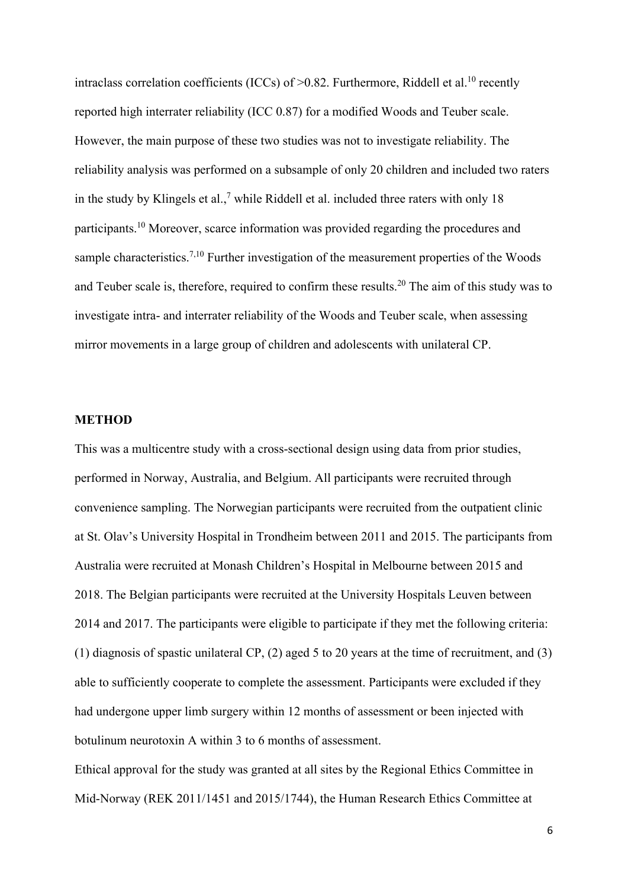intraclass correlation coefficients (ICCs) of >0.82. Furthermore, Riddell et al.[10] recently reported high interrater reliability (ICC 0.87) for a modified Woods and Teuber scale. However, the main purpose of these two studies was not to investigate reliability. The reliability analysis was performed on a subsample of only 20 children and included two raters in the study by Klingels et al.,[7] while Riddell et al. included three raters with only 18 participants.[10] Moreover, scarce information was provided regarding the procedures and sample characteristics.[7,10] Further investigation of the measurement properties of the Woods and Teuber scale is, therefore, required to confirm these results.[20] The aim of this study was to investigate intra- and interrater reliability of the Woods and Teuber scale, when assessing mirror movements in a large group of children and adolescents with unilateral CP.

## METHOD

This was a multicentre study with a cross-sectional design using data from prior studies, performed in Norway, Australia, and Belgium. All participants were recruited through convenience sampling. The Norwegian participants were recruited from the outpatient clinic at St. Olav's University Hospital in Trondheim between 2011 and 2015. The participants from Australia were recruited at Monash Children's Hospital in Melbourne between 2015 and 2018. The Belgian participants were recruited at the University Hospitals Leuven between 2014 and 2017. The participants were eligible to participate if they met the following criteria: (1) diagnosis of spastic unilateral CP, (2) aged 5 to 20 years at the time of recruitment, and (3) able to sufficiently cooperate to complete the assessment. Participants were excluded if they had undergone upper limb surgery within 12 months of assessment or been injected with botulinum neurotoxin A within 3 to 6 months of assessment.

Ethical approval for the study was granted at all sites by the Regional Ethics Committee in Mid-Norway (REK 2011/1451 and 2015/1744), the Human Research Ethics Committee at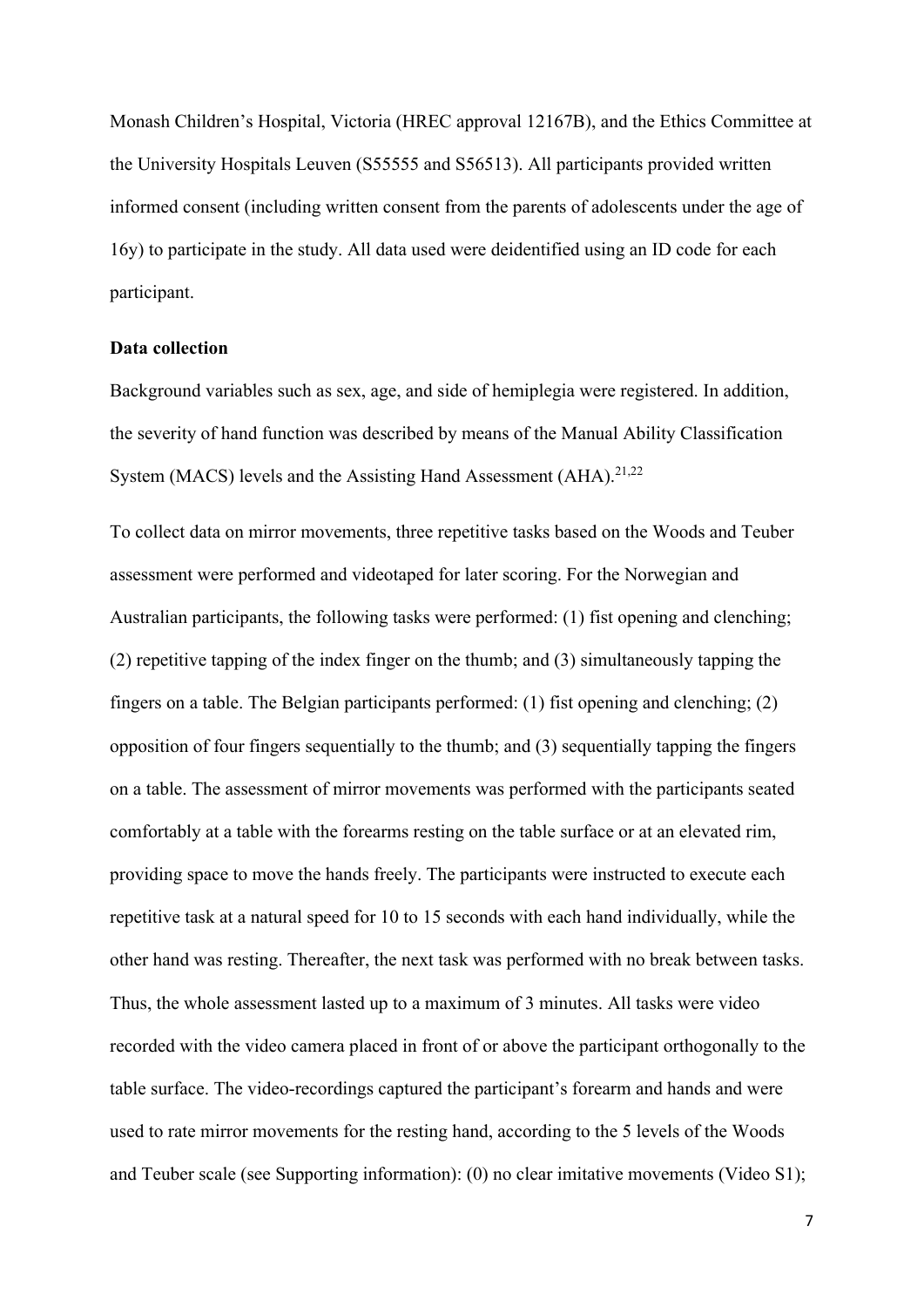Monash Children's Hospital, Victoria (HREC approval 12167B), and the Ethics Committee at the University Hospitals Leuven (S55555 and S56513). All participants provided written informed consent (including written consent from the parents of adolescents under the age of 16y) to participate in the study. All data used were deidentified using an ID code for each participant.

**Data collection**

Background variables such as sex, age, and side of hemiplegia were registered. In addition, the severity of hand function was described by means of the Manual Ability Classification System (MACS) levels and the Assisting Hand Assessment (AHA).[21,22]

To collect data on mirror movements, three repetitive tasks based on the Woods and Teuber assessment were performed and videotaped for later scoring. For the Norwegian and Australian participants, the following tasks were performed: (1) fist opening and clenching; (2) repetitive tapping of the index finger on the thumb; and (3) simultaneously tapping the fingers on a table. The Belgian participants performed: (1) fist opening and clenching; (2) opposition of four fingers sequentially to the thumb; and (3) sequentially tapping the fingers on a table. The assessment of mirror movements was performed with the participants seated comfortably at a table with the forearms resting on the table surface or at an elevated rim, providing space to move the hands freely. The participants were instructed to execute each repetitive task at a natural speed for 10 to 15 seconds with each hand individually, while the other hand was resting. Thereafter, the next task was performed with no break between tasks. Thus, the whole assessment lasted up to a maximum of 3 minutes. All tasks were video recorded with the video camera placed in front of or above the participant orthogonally to the table surface. The video-recordings captured the participant's forearm and hands and were used to rate mirror movements for the resting hand, according to the 5 levels of the Woods and Teuber scale (see Supporting information): (0) no clear imitative movements (Video S1);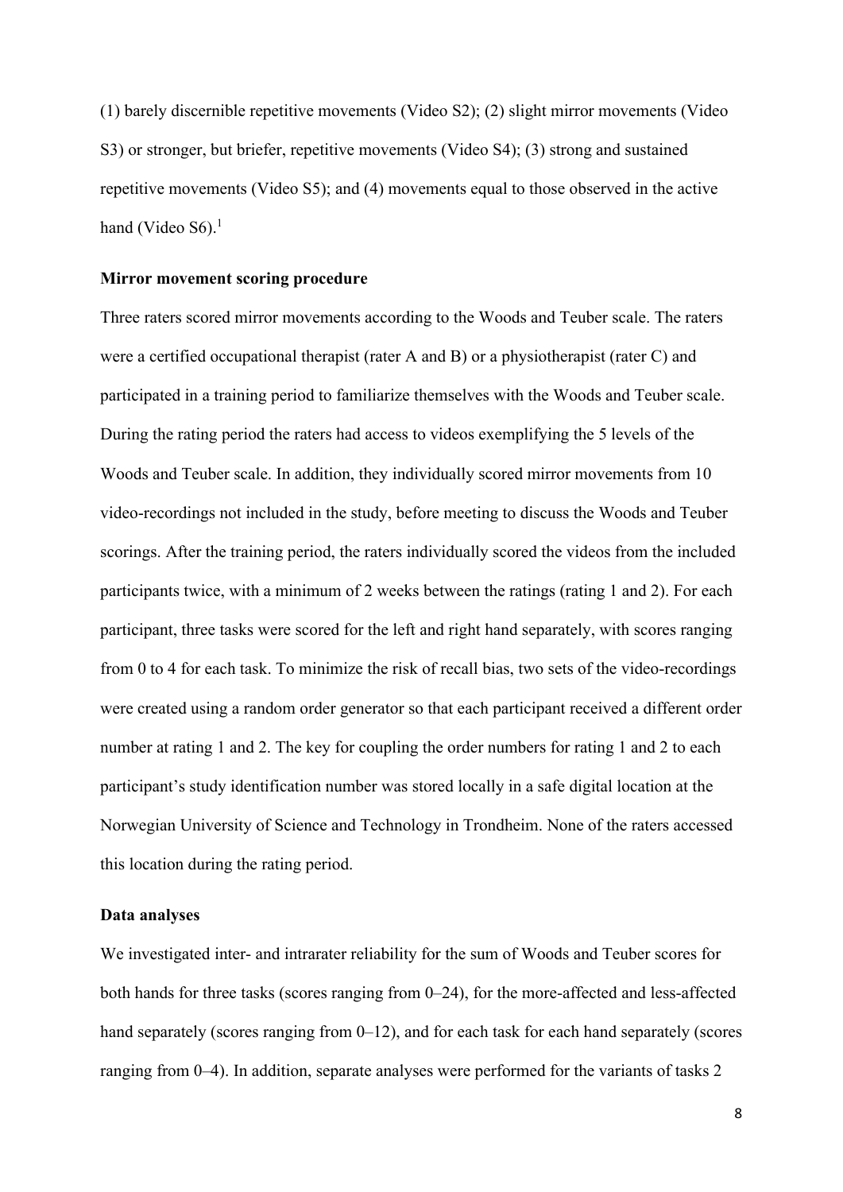(1) barely discernible repetitive movements (Video S2); (2) slight mirror movements (Video S3) or stronger, but briefer, repetitive movements (Video S4); (3) strong and sustained repetitive movements (Video S5); and (4) movements equal to those observed in the active hand (Video S6).[1]

**Mirror movement scoring procedure**

Three raters scored mirror movements according to the Woods and Teuber scale. The raters were a certified occupational therapist (rater A and B) or a physiotherapist (rater C) and participated in a training period to familiarize themselves with the Woods and Teuber scale. During the rating period the raters had access to videos exemplifying the 5 levels of the Woods and Teuber scale. In addition, they individually scored mirror movements from 10 video-recordings not included in the study, before meeting to discuss the Woods and Teuber scorings. After the training period, the raters individually scored the videos from the included participants twice, with a minimum of 2 weeks between the ratings (rating 1 and 2). For each participant, three tasks were scored for the left and right hand separately, with scores ranging from 0 to 4 for each task. To minimize the risk of recall bias, two sets of the video-recordings were created using a random order generator so that each participant received a different order number at rating 1 and 2. The key for coupling the order numbers for rating 1 and 2 to each participant's study identification number was stored locally in a safe digital location at the Norwegian University of Science and Technology in Trondheim. None of the raters accessed this location during the rating period.

**Data analyses**

We investigated inter- and intrarater reliability for the sum of Woods and Teuber scores for both hands for three tasks (scores ranging from 0–24), for the more-affected and less-affected hand separately (scores ranging from 0–12), and for each task for each hand separately (scores ranging from 0–4). In addition, separate analyses were performed for the variants of tasks 2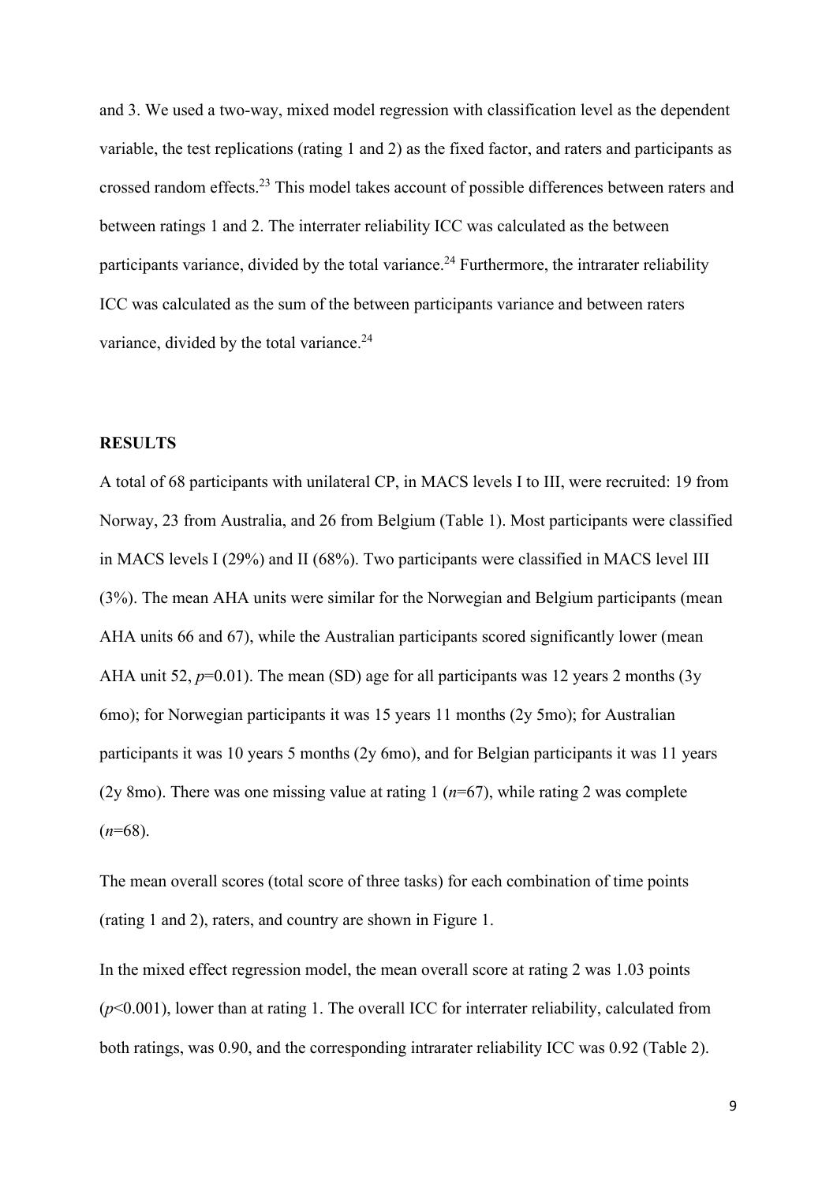and 3. We used a two-way, mixed model regression with classification level as the dependent variable, the test replications (rating 1 and 2) as the fixed factor, and raters and participants as crossed random effects.[23] This model takes account of possible differences between raters and between ratings 1 and 2. The interrater reliability ICC was calculated as the between participants variance, divided by the total variance.[24] Furthermore, the intrarater reliability ICC was calculated as the sum of the between participants variance and between raters variance, divided by the total variance.[24]

**RESULTS**

A total of 68 participants with unilateral CP, in MACS levels I to III, were recruited: 19 from Norway, 23 from Australia, and 26 from Belgium (Table 1). Most participants were classified in MACS levels I (29%) and II (68%). Two participants were classified in MACS level III (3%). The mean AHA units were similar for the Norwegian and Belgium participants (mean AHA units 66 and 67), while the Australian participants scored significantly lower (mean AHA unit 52, $p$=0.01). The mean (SD) age for all participants was 12 years 2 months (3y 6mo); for Norwegian participants it was 15 years 11 months (2y 5mo); for Australian participants it was 10 years 5 months (2y 6mo), and for Belgian participants it was 11 years (2y 8mo). There was one missing value at rating 1 ($n$=67), while rating 2 was complete ($n$=68).

The mean overall scores (total score of three tasks) for each combination of time points (rating 1 and 2), raters, and country are shown in Figure 1.

In the mixed effect regression model, the mean overall score at rating 2 was 1.03 points ($p$<0.001), lower than at rating 1. The overall ICC for interrater reliability, calculated from both ratings, was 0.90, and the corresponding intrarater reliability ICC was 0.92 (Table 2).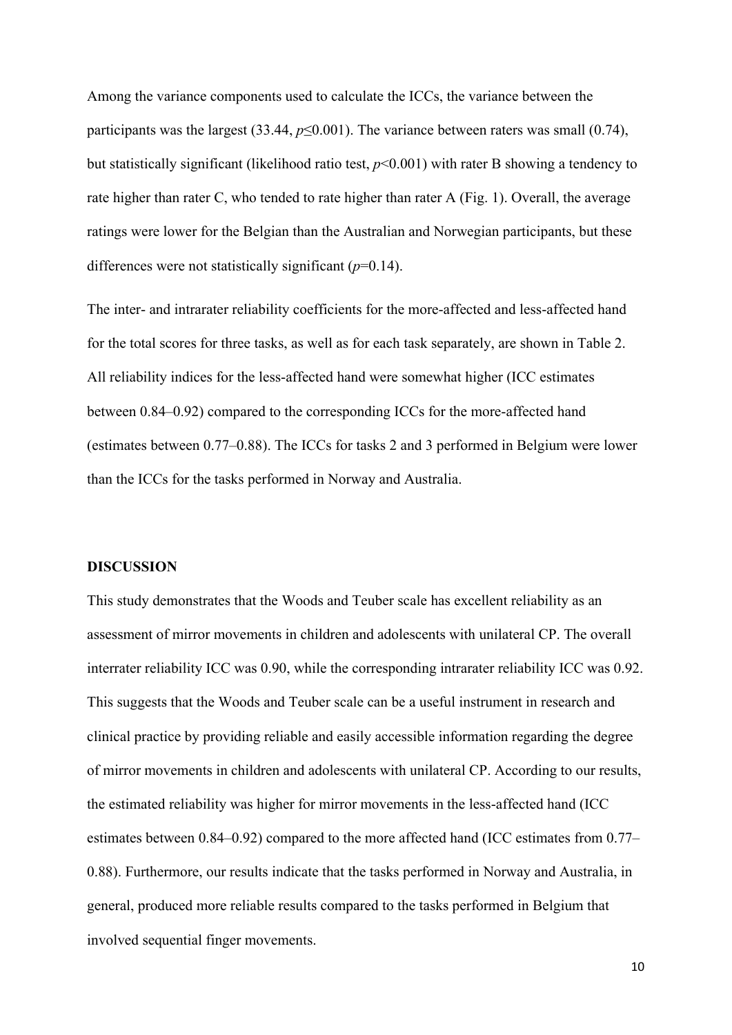Among the variance components used to calculate the ICCs, the variance between the participants was the largest (33.44, $p \leq 0.001$). The variance between raters was small (0.74), but statistically significant (likelihood ratio test, $p<0.001$) with rater B showing a tendency to rate higher than rater C, who tended to rate higher than rater A (Fig. 1). Overall, the average ratings were lower for the Belgian than the Australian and Norwegian participants, but these differences were not statistically significant ($p=0.14$).

The inter- and intrarater reliability coefficients for the more-affected and less-affected hand for the total scores for three tasks, as well as for each task separately, are shown in Table 2. All reliability indices for the less-affected hand were somewhat higher (ICC estimates between 0.84–0.92) compared to the corresponding ICCs for the more-affected hand (estimates between 0.77–0.88). The ICCs for tasks 2 and 3 performed in Belgium were lower than the ICCs for the tasks performed in Norway and Australia.

## DISCUSSION

This study demonstrates that the Woods and Teuber scale has excellent reliability as an assessment of mirror movements in children and adolescents with unilateral CP. The overall interrater reliability ICC was 0.90, while the corresponding intrarater reliability ICC was 0.92. This suggests that the Woods and Teuber scale can be a useful instrument in research and clinical practice by providing reliable and easily accessible information regarding the degree of mirror movements in children and adolescents with unilateral CP. According to our results, the estimated reliability was higher for mirror movements in the less-affected hand (ICC estimates between 0.84–0.92) compared to the more affected hand (ICC estimates from 0.77–0.88). Furthermore, our results indicate that the tasks performed in Norway and Australia, in general, produced more reliable results compared to the tasks performed in Belgium that involved sequential finger movements.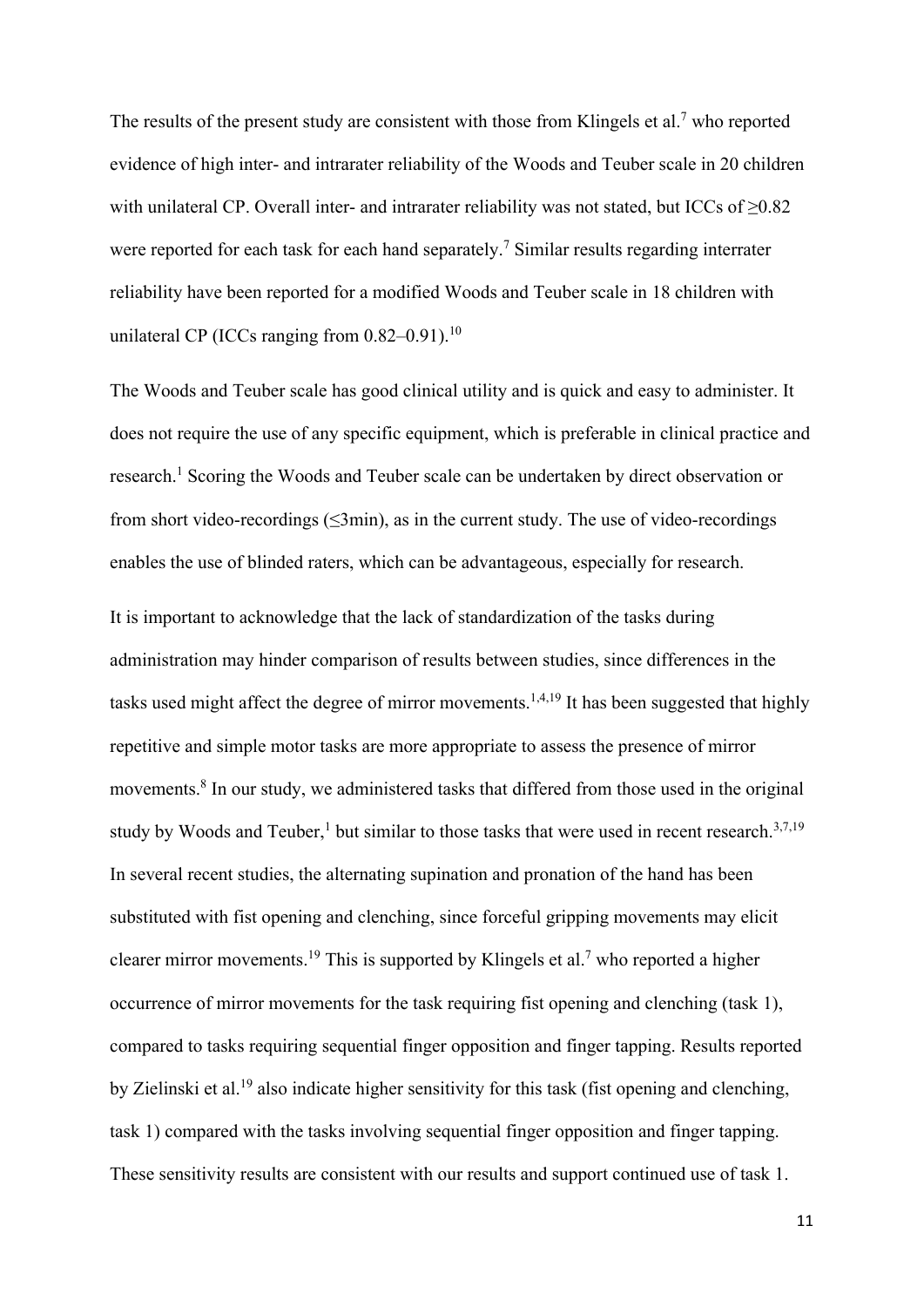The results of the present study are consistent with those from Klingels et al.[7] who reported evidence of high inter- and intrarater reliability of the Woods and Teuber scale in 20 children with unilateral CP. Overall inter- and intrarater reliability was not stated, but ICCs of $\geq$0.82 were reported for each task for each hand separately.[7] Similar results regarding interrater reliability have been reported for a modified Woods and Teuber scale in 18 children with unilateral CP (ICCs ranging from 0.82–0.91).[10]

The Woods and Teuber scale has good clinical utility and is quick and easy to administer. It does not require the use of any specific equipment, which is preferable in clinical practice and research.[1] Scoring the Woods and Teuber scale can be undertaken by direct observation or from short video-recordings ($\leq$3min), as in the current study. The use of video-recordings enables the use of blinded raters, which can be advantageous, especially for research.

It is important to acknowledge that the lack of standardization of the tasks during administration may hinder comparison of results between studies, since differences in the tasks used might affect the degree of mirror movements.[1,4,19] It has been suggested that highly repetitive and simple motor tasks are more appropriate to assess the presence of mirror movements.[8] In our study, we administered tasks that differed from those used in the original study by Woods and Teuber,[1] but similar to those tasks that were used in recent research.[3,7,19] In several recent studies, the alternating supination and pronation of the hand has been substituted with fist opening and clenching, since forceful gripping movements may elicit clearer mirror movements.[19] This is supported by Klingels et al.[7] who reported a higher occurrence of mirror movements for the task requiring fist opening and clenching (task 1), compared to tasks requiring sequential finger opposition and finger tapping. Results reported by Zielinski et al.[19] also indicate higher sensitivity for this task (fist opening and clenching, task 1) compared with the tasks involving sequential finger opposition and finger tapping. These sensitivity results are consistent with our results and support continued use of task 1.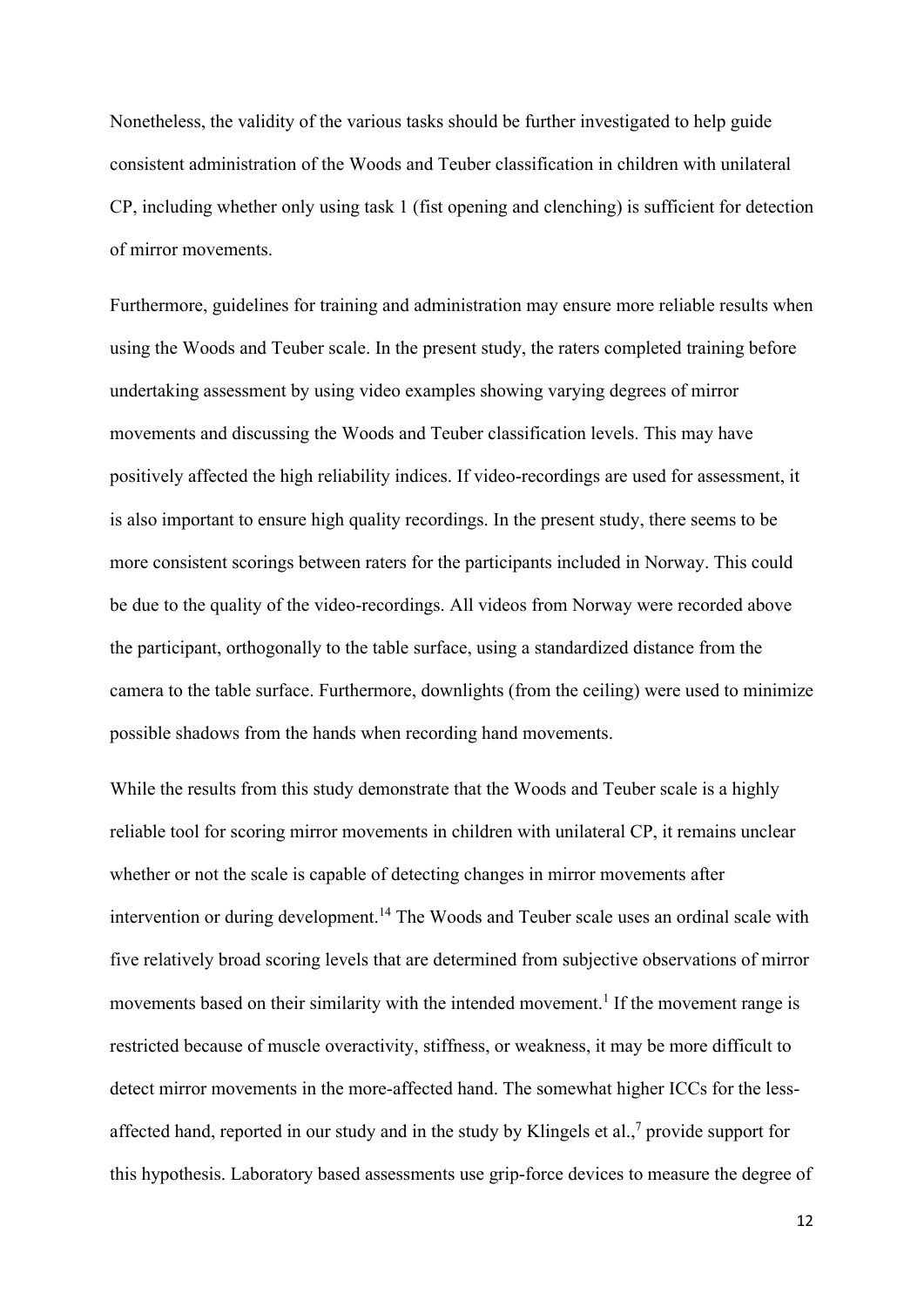Nonetheless, the validity of the various tasks should be further investigated to help guide consistent administration of the Woods and Teuber classification in children with unilateral CP, including whether only using task 1 (fist opening and clenching) is sufficient for detection of mirror movements.

Furthermore, guidelines for training and administration may ensure more reliable results when using the Woods and Teuber scale. In the present study, the raters completed training before undertaking assessment by using video examples showing varying degrees of mirror movements and discussing the Woods and Teuber classification levels. This may have positively affected the high reliability indices. If video-recordings are used for assessment, it is also important to ensure high quality recordings. In the present study, there seems to be more consistent scorings between raters for the participants included in Norway. This could be due to the quality of the video-recordings. All videos from Norway were recorded above the participant, orthogonally to the table surface, using a standardized distance from the camera to the table surface. Furthermore, downlights (from the ceiling) were used to minimize possible shadows from the hands when recording hand movements.

While the results from this study demonstrate that the Woods and Teuber scale is a highly reliable tool for scoring mirror movements in children with unilateral CP, it remains unclear whether or not the scale is capable of detecting changes in mirror movements after intervention or during development.[14] The Woods and Teuber scale uses an ordinal scale with five relatively broad scoring levels that are determined from subjective observations of mirror movements based on their similarity with the intended movement.[1] If the movement range is restricted because of muscle overactivity, stiffness, or weakness, it may be more difficult to detect mirror movements in the more-affected hand. The somewhat higher ICCs for the less-affected hand, reported in our study and in the study by Klingels et al.,[7] provide support for this hypothesis. Laboratory based assessments use grip-force devices to measure the degree of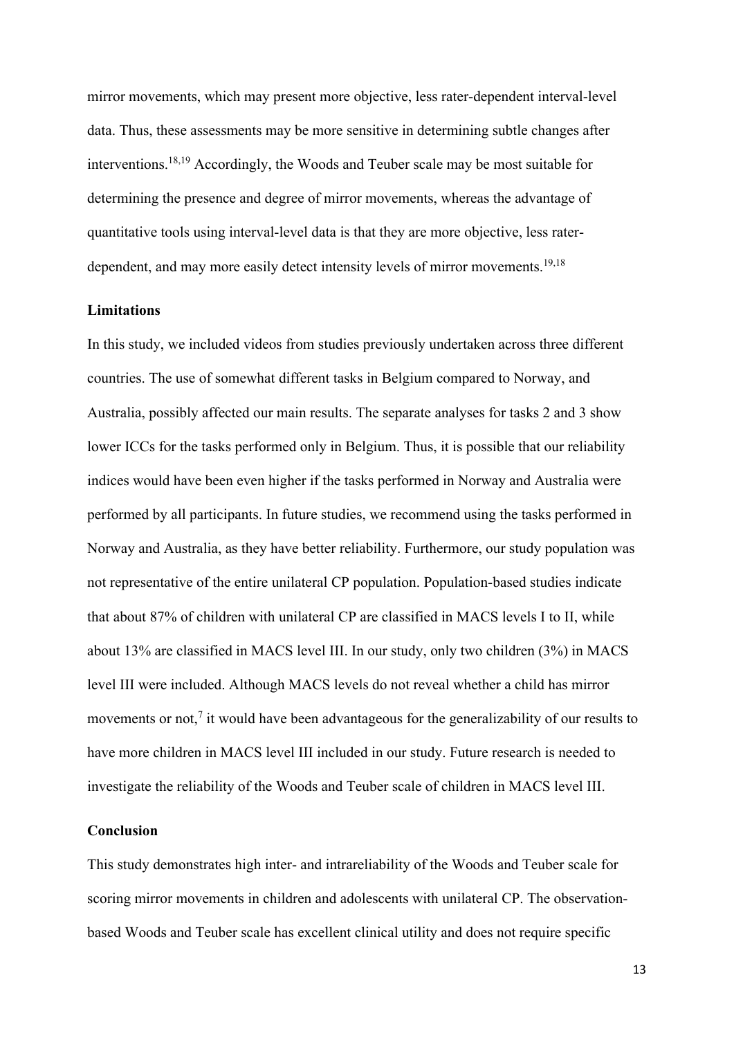mirror movements, which may present more objective, less rater-dependent interval-level data. Thus, these assessments may be more sensitive in determining subtle changes after interventions.[18,19] Accordingly, the Woods and Teuber scale may be most suitable for determining the presence and degree of mirror movements, whereas the advantage of quantitative tools using interval-level data is that they are more objective, less rater-dependent, and may more easily detect intensity levels of mirror movements.[19,18]

### Limitations

In this study, we included videos from studies previously undertaken across three different countries. The use of somewhat different tasks in Belgium compared to Norway, and Australia, possibly affected our main results. The separate analyses for tasks 2 and 3 show lower ICCs for the tasks performed only in Belgium. Thus, it is possible that our reliability indices would have been even higher if the tasks performed in Norway and Australia were performed by all participants. In future studies, we recommend using the tasks performed in Norway and Australia, as they have better reliability. Furthermore, our study population was not representative of the entire unilateral CP population. Population-based studies indicate that about 87% of children with unilateral CP are classified in MACS levels I to II, while about 13% are classified in MACS level III. In our study, only two children (3%) in MACS level III were included. Although MACS levels do not reveal whether a child has mirror movements or not,[7] it would have been advantageous for the generalizability of our results to have more children in MACS level III included in our study. Future research is needed to investigate the reliability of the Woods and Teuber scale of children in MACS level III.

### Conclusion

This study demonstrates high inter- and intrareliability of the Woods and Teuber scale for scoring mirror movements in children and adolescents with unilateral CP. The observation-based Woods and Teuber scale has excellent clinical utility and does not require specific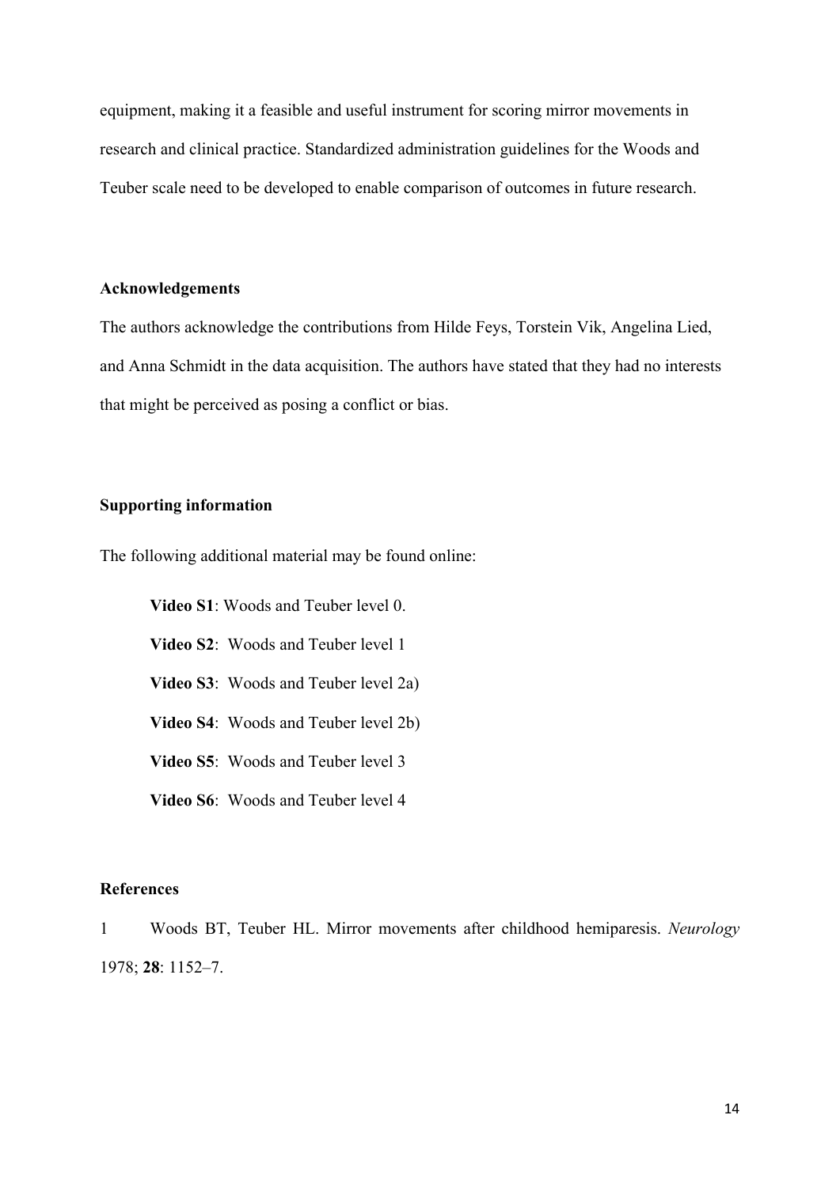equipment, making it a feasible and useful instrument for scoring mirror movements in research and clinical practice. Standardized administration guidelines for the Woods and Teuber scale need to be developed to enable comparison of outcomes in future research.

**Acknowledgements**

The authors acknowledge the contributions from Hilde Feys, Torstein Vik, Angelina Lied, and Anna Schmidt in the data acquisition. The authors have stated that they had no interests that might be perceived as posing a conflict or bias.

**Supporting information**

The following additional material may be found online:

**Video S1**: Woods and Teuber level 0.

**Video S2**: Woods and Teuber level 1

**Video S3**: Woods and Teuber level 2a)

**Video S4**: Woods and Teuber level 2b)

**Video S5**: Woods and Teuber level 3

**Video S6**: Woods and Teuber level 4

**References**

1 Woods BT, Teuber HL. Mirror movements after childhood hemiparesis. *Neurology* 1978; **28**: 1152–7.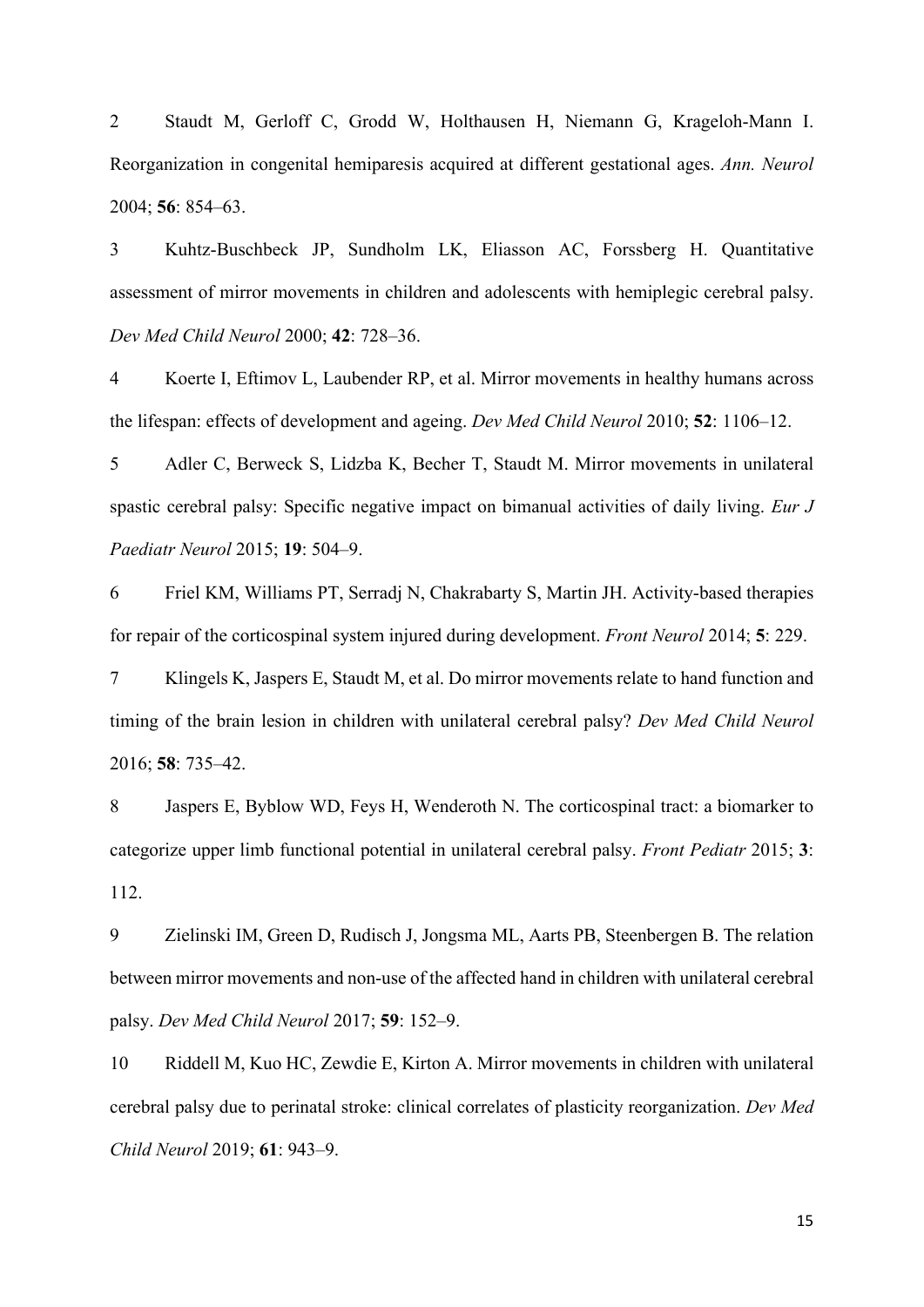2 Staudt M, Gerloff C, Grodd W, Holthausen H, Niemann G, Krageloh-Mann I. Reorganization in congenital hemiparesis acquired at different gestational ages. *Ann. Neurol* 2004; **56**: 854–63.

3 Kuhtz-Buschbeck JP, Sundholm LK, Eliasson AC, Forssberg H. Quantitative assessment of mirror movements in children and adolescents with hemiplegic cerebral palsy. *Dev Med Child Neurol* 2000; **42**: 728–36.

4 Koerte I, Eftimov L, Laubender RP, et al. Mirror movements in healthy humans across the lifespan: effects of development and ageing. *Dev Med Child Neurol* 2010; **52**: 1106–12.

5 Adler C, Berweck S, Lidzba K, Becher T, Staudt M. Mirror movements in unilateral spastic cerebral palsy: Specific negative impact on bimanual activities of daily living. *Eur J Paediatr Neurol* 2015; **19**: 504–9.

6 Friel KM, Williams PT, Serradj N, Chakrabarty S, Martin JH. Activity-based therapies for repair of the corticospinal system injured during development. *Front Neurol* 2014; **5**: 229.

7 Klingels K, Jaspers E, Staudt M, et al. Do mirror movements relate to hand function and timing of the brain lesion in children with unilateral cerebral palsy? *Dev Med Child Neurol* 2016; **58**: 735–42.

8 Jaspers E, Byblow WD, Feys H, Wenderoth N. The corticospinal tract: a biomarker to categorize upper limb functional potential in unilateral cerebral palsy. *Front Pediatr* 2015; **3**: 112.

9 Zielinski IM, Green D, Rudisch J, Jongsma ML, Aarts PB, Steenbergen B. The relation between mirror movements and non-use of the affected hand in children with unilateral cerebral palsy. *Dev Med Child Neurol* 2017; **59**: 152–9.

10 Riddell M, Kuo HC, Zewdie E, Kirton A. Mirror movements in children with unilateral cerebral palsy due to perinatal stroke: clinical correlates of plasticity reorganization. *Dev Med Child Neurol* 2019; **61**: 943–9.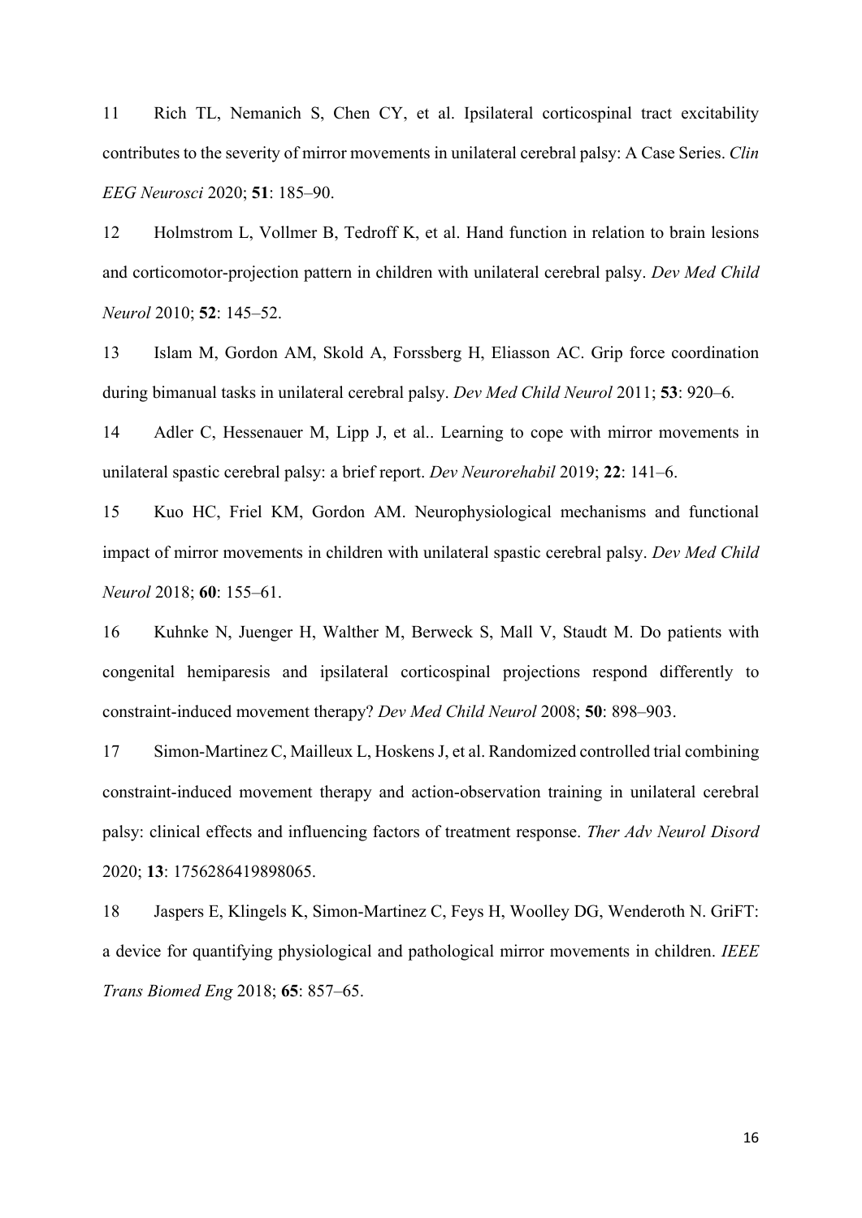11 Rich TL, Nemanich S, Chen CY, et al. Ipsilateral corticospinal tract excitability contributes to the severity of mirror movements in unilateral cerebral palsy: A Case Series. *Clin EEG Neurosci* 2020; **51**: 185–90.

12 Holmstrom L, Vollmer B, Tedroff K, et al. Hand function in relation to brain lesions and corticomotor-projection pattern in children with unilateral cerebral palsy. *Dev Med Child Neurol* 2010; **52**: 145–52.

13 Islam M, Gordon AM, Skold A, Forssberg H, Eliasson AC. Grip force coordination during bimanual tasks in unilateral cerebral palsy. *Dev Med Child Neurol* 2011; **53**: 920–6.

14 Adler C, Hessenauer M, Lipp J, et al.. Learning to cope with mirror movements in unilateral spastic cerebral palsy: a brief report. *Dev Neurorehabil* 2019; **22**: 141–6.

15 Kuo HC, Friel KM, Gordon AM. Neurophysiological mechanisms and functional impact of mirror movements in children with unilateral spastic cerebral palsy. *Dev Med Child Neurol* 2018; **60**: 155–61.

16 Kuhnke N, Juenger H, Walther M, Berweck S, Mall V, Staudt M. Do patients with congenital hemiparesis and ipsilateral corticospinal projections respond differently to constraint-induced movement therapy? *Dev Med Child Neurol* 2008; **50**: 898–903.

17 Simon-Martinez C, Mailleux L, Hoskens J, et al. Randomized controlled trial combining constraint-induced movement therapy and action-observation training in unilateral cerebral palsy: clinical effects and influencing factors of treatment response. *Ther Adv Neurol Disord* 2020; **13**: 1756286419898065.

18 Jaspers E, Klingels K, Simon-Martinez C, Feys H, Woolley DG, Wenderoth N. GriFT: a device for quantifying physiological and pathological mirror movements in children. *IEEE Trans Biomed Eng* 2018; **65**: 857–65.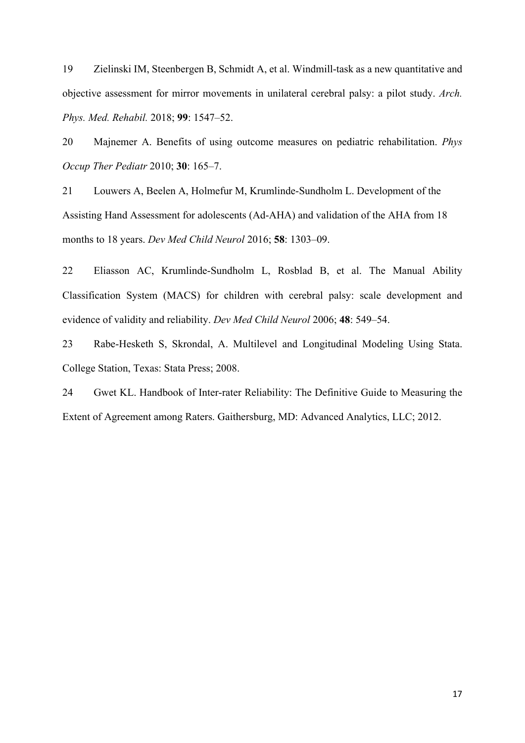19 Zielinski IM, Steenbergen B, Schmidt A, et al. Windmill-task as a new quantitative and objective assessment for mirror movements in unilateral cerebral palsy: a pilot study. *Arch. Phys. Med. Rehabil.* 2018; **99**: 1547–52.

20 Majnemer A. Benefits of using outcome measures on pediatric rehabilitation. *Phys Occup Ther Pediatr* 2010; **30**: 165–7.

21 Louwers A, Beelen A, Holmefur M, Krumlinde-Sundholm L. Development of the Assisting Hand Assessment for adolescents (Ad-AHA) and validation of the AHA from 18 months to 18 years. *Dev Med Child Neurol* 2016; **58**: 1303–09.

22 Eliasson AC, Krumlinde-Sundholm L, Rosblad B, et al. The Manual Ability Classification System (MACS) for children with cerebral palsy: scale development and evidence of validity and reliability. *Dev Med Child Neurol* 2006; **48**: 549–54.

23 Rabe-Hesketh S, Skrondal, A. Multilevel and Longitudinal Modeling Using Stata. College Station, Texas: Stata Press; 2008.

24 Gwet KL. Handbook of Inter-rater Reliability: The Definitive Guide to Measuring the Extent of Agreement among Raters. Gaithersburg, MD: Advanced Analytics, LLC; 2012.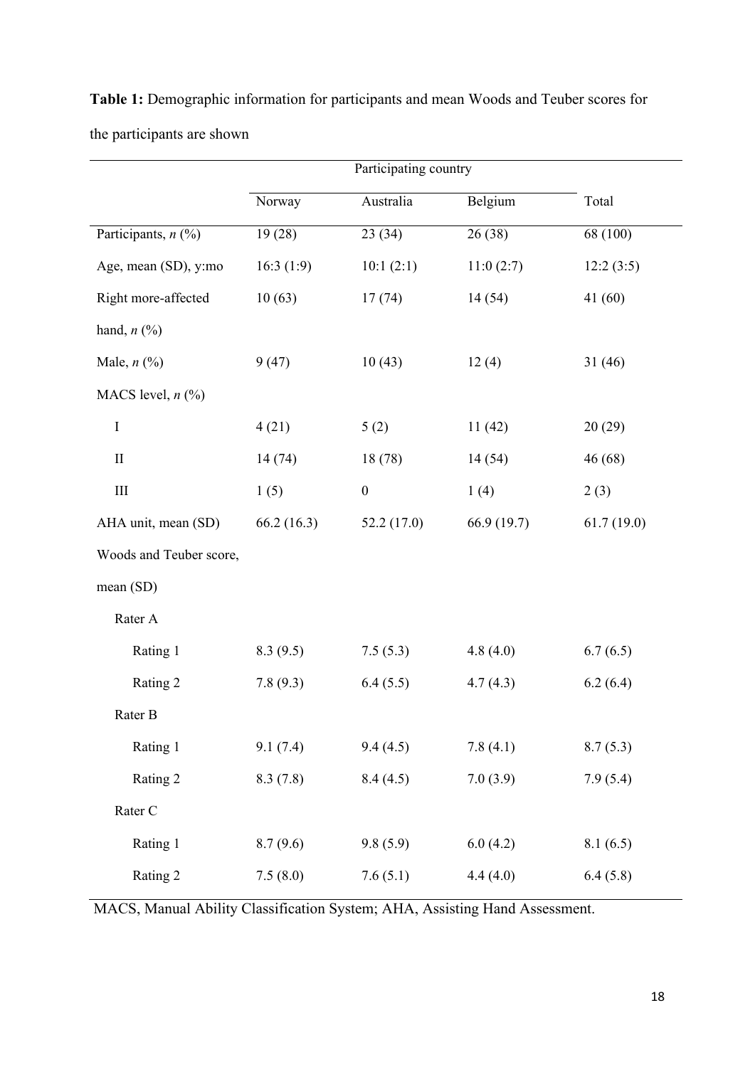**Table 1:** Demographic information for participants and mean Woods and Teuber scores for the participants are shown

| | Participating country | | | |
|---|---|---|---|---|
| | Norway | Australia | Belgium | Total |
| Participants, *n* (%) | 19 (28) | 23 (34) | 26 (38) | 68 (100) |
| Age, mean (SD), y:mo | 16:3 (1:9) | 10:1 (2:1) | 11:0 (2:7) | 12:2 (3:5) |
| Right more-affected hand, *n* (%) | 10 (63) | 17 (74) | 14 (54) | 41 (60) |
| Male, *n* (%) | 9 (47) | 10 (43) | 12 (4) | 31 (46) |
| MACS level, *n* (%) | | | | |
| I | 4 (21) | 5 (2) | 11 (42) | 20 (29) |
| II | 14 (74) | 18 (78) | 14 (54) | 46 (68) |
| III | 1 (5) | 0 | 1 (4) | 2 (3) |
| AHA unit, mean (SD) | 66.2 (16.3) | 52.2 (17.0) | 66.9 (19.7) | 61.7 (19.0) |
| Woods and Teuber score, mean (SD) | | | | |
| Rater A | | | | |
| Rating 1 | 8.3 (9.5) | 7.5 (5.3) | 4.8 (4.0) | 6.7 (6.5) |
| Rating 2 | 7.8 (9.3) | 6.4 (5.5) | 4.7 (4.3) | 6.2 (6.4) |
| Rater B | | | | |
| Rating 1 | 9.1 (7.4) | 9.4 (4.5) | 7.8 (4.1) | 8.7 (5.3) |
| Rating 2 | 8.3 (7.8) | 8.4 (4.5) | 7.0 (3.9) | 7.9 (5.4) |
| Rater C | | | | |
| Rating 1 | 8.7 (9.6) | 9.8 (5.9) | 6.0 (4.2) | 8.1 (6.5) |
| Rating 2 | 7.5 (8.0) | 7.6 (5.1) | 4.4 (4.0) | 6.4 (5.8) |

MACS, Manual Ability Classification System; AHA, Assisting Hand Assessment.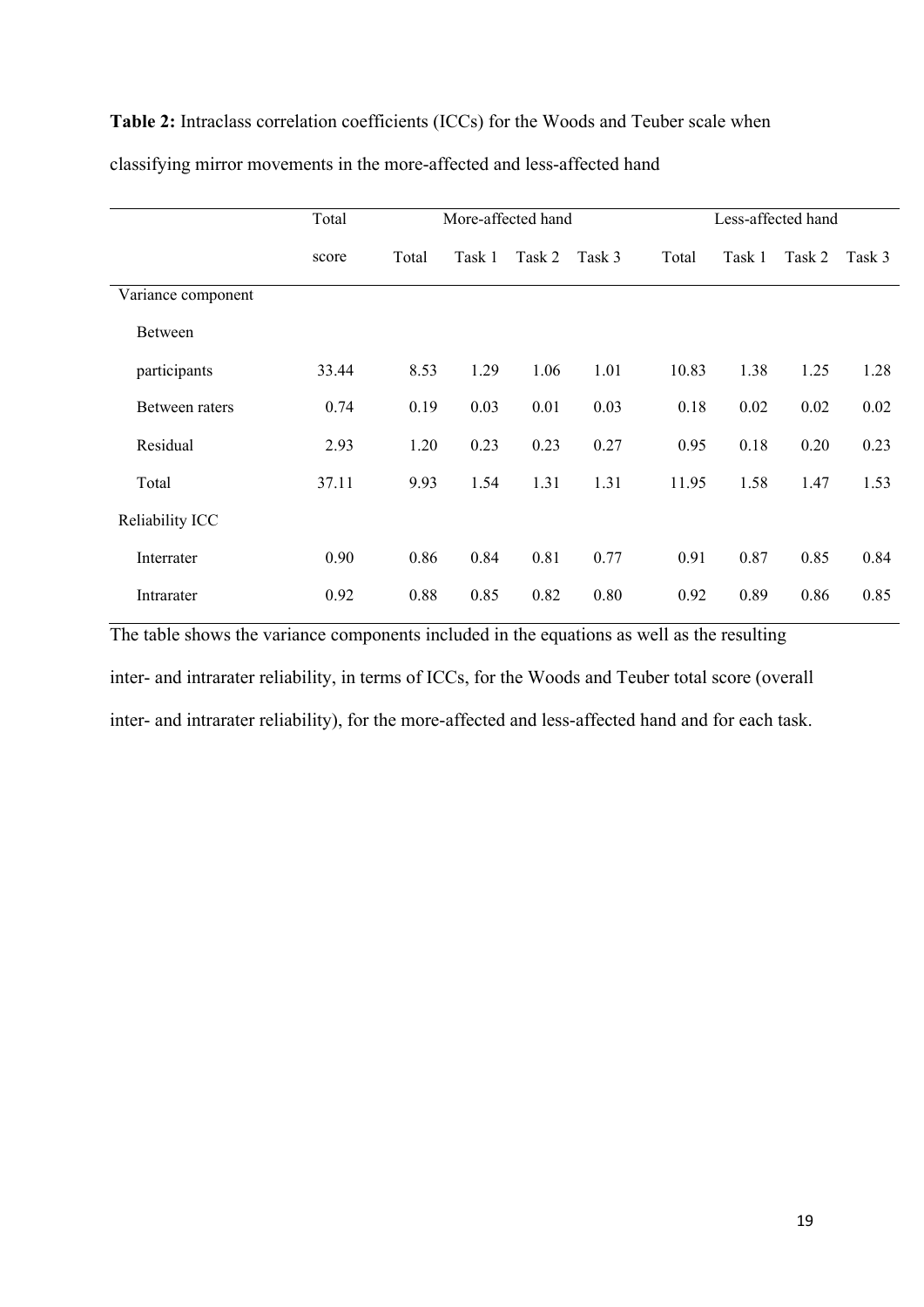**Table 2:** Intraclass correlation coefficients (ICCs) for the Woods and Teuber scale when classifying mirror movements in the more-affected and less-affected hand

| | Total | More-affected hand | | | | Less-affected hand | | | |
|---|---|---|---|---|---|---|---|---|---|
| | score | Total | Task 1 | Task 2 | Task 3 | Total | Task 1 | Task 2 | Task 3 |
| Variance component | | | | | | | | | |
| Between participants | 33.44 | 8.53 | 1.29 | 1.06 | 1.01 | 10.83 | 1.38 | 1.25 | 1.28 |
| Between raters | 0.74 | 0.19 | 0.03 | 0.01 | 0.03 | 0.18 | 0.02 | 0.02 | 0.02 |
| Residual | 2.93 | 1.20 | 0.23 | 0.23 | 0.27 | 0.95 | 0.18 | 0.20 | 0.23 |
| Total | 37.11 | 9.93 | 1.54 | 1.31 | 1.31 | 11.95 | 1.58 | 1.47 | 1.53 |
| Reliability ICC | | | | | | | | | |
| Interrater | 0.90 | 0.86 | 0.84 | 0.81 | 0.77 | 0.91 | 0.87 | 0.85 | 0.84 |
| Intrarater | 0.92 | 0.88 | 0.85 | 0.82 | 0.80 | 0.92 | 0.89 | 0.86 | 0.85 |

The table shows the variance components included in the equations as well as the resulting inter- and intrarater reliability, in terms of ICCs, for the Woods and Teuber total score (overall inter- and intrarater reliability), for the more-affected and less-affected hand and for each task.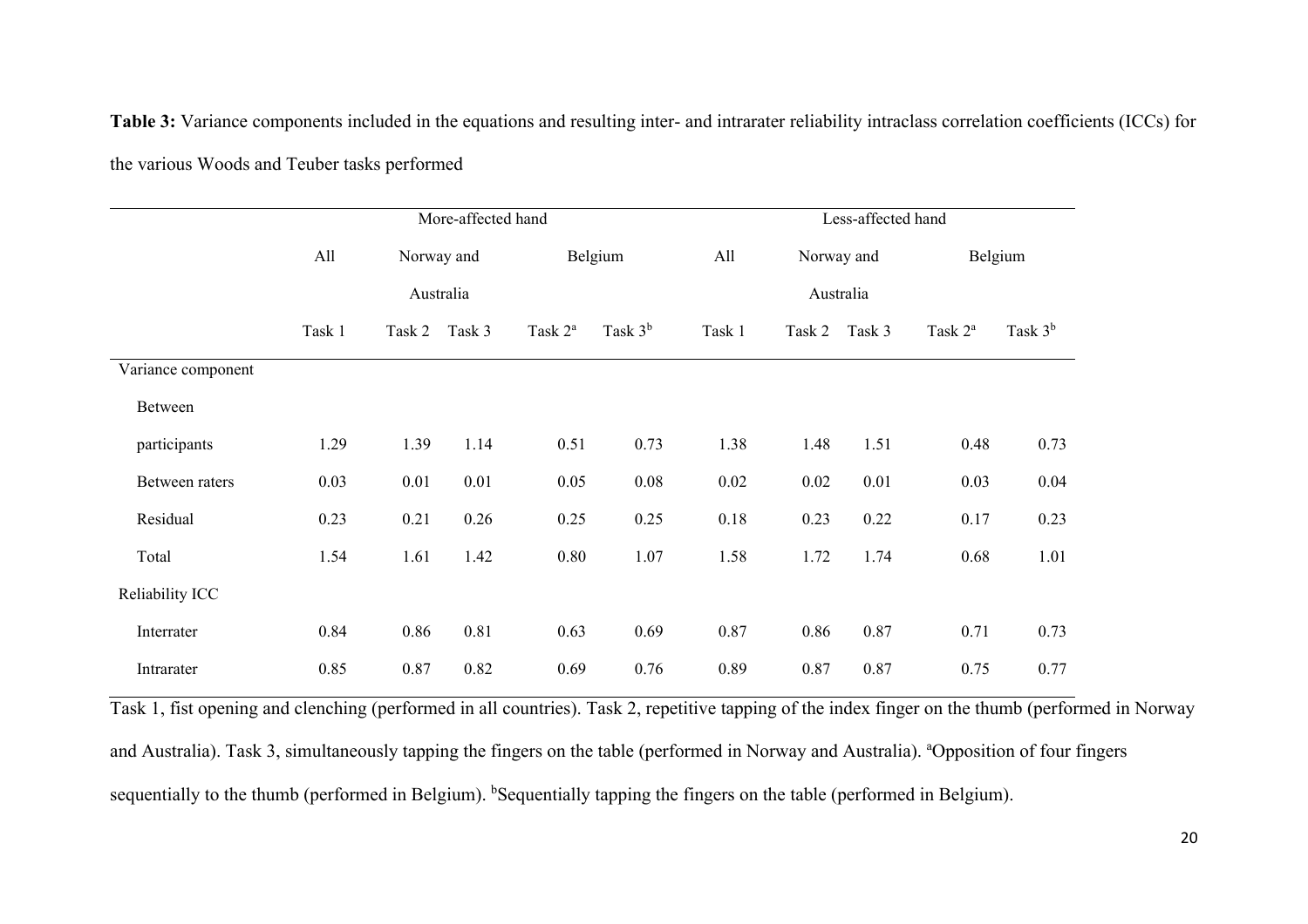**Table 3:** Variance components included in the equations and resulting inter- and intrarater reliability intraclass correlation coefficients (ICCs) for the various Woods and Teuber tasks performed

| | More-affected hand | | | | | Less-affected hand | | | | |
|---|---|---|---|---|---|---|---|---|---|---|
| | All | Norway and Australia | | Belgium | | All | Norway and Australia | | Belgium | |
| | Task 1 | Task 2 | Task 3 | Task 2[a] | Task 3[b] | Task 1 | Task 2 | Task 3 | Task 2[a] | Task 3[b] |
| Variance component | | | | | | | | | | |
| Between participants | 1.29 | 1.39 | 1.14 | 0.51 | 0.73 | 1.38 | 1.48 | 1.51 | 0.48 | 0.73 |
| Between raters | 0.03 | 0.01 | 0.01 | 0.05 | 0.08 | 0.02 | 0.02 | 0.01 | 0.03 | 0.04 |
| Residual | 0.23 | 0.21 | 0.26 | 0.25 | 0.25 | 0.18 | 0.23 | 0.22 | 0.17 | 0.23 |
| Total | 1.54 | 1.61 | 1.42 | 0.80 | 1.07 | 1.58 | 1.72 | 1.74 | 0.68 | 1.01 |
| Reliability ICC | | | | | | | | | | |
| Interrater | 0.84 | 0.86 | 0.81 | 0.63 | 0.69 | 0.87 | 0.86 | 0.87 | 0.71 | 0.73 |
| Intrarater | 0.85 | 0.87 | 0.82 | 0.69 | 0.76 | 0.89 | 0.87 | 0.87 | 0.75 | 0.77 |

Task 1, fist opening and clenching (performed in all countries). Task 2, repetitive tapping of the index finger on the thumb (performed in Norway and Australia). Task 3, simultaneously tapping the fingers on the table (performed in Norway and Australia). [a]Opposition of four fingers sequentially to the thumb (performed in Belgium). [b]Sequentially tapping the fingers on the table (performed in Belgium).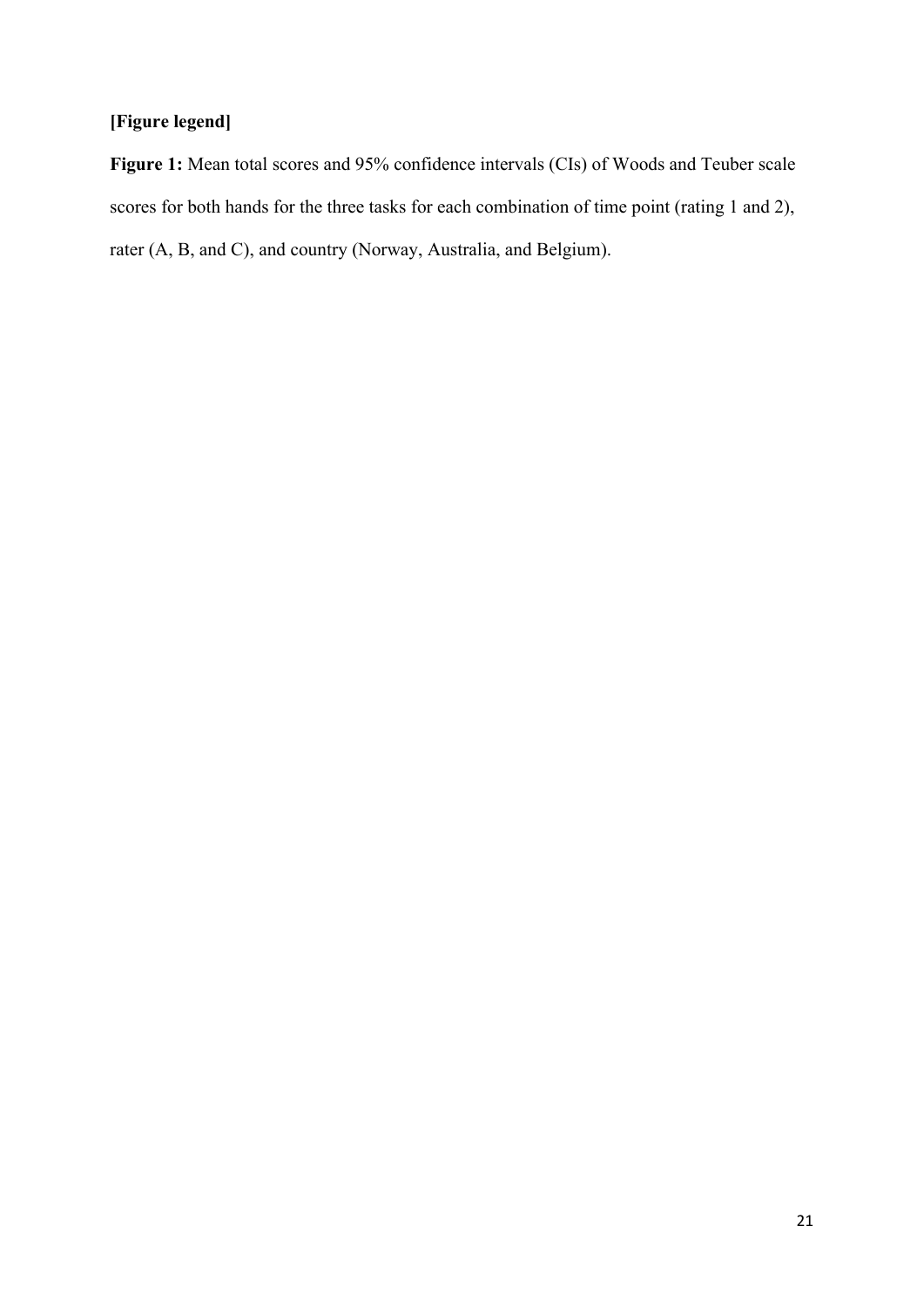**[Figure legend]**

**Figure 1:** Mean total scores and 95% confidence intervals (CIs) of Woods and Teuber scale scores for both hands for the three tasks for each combination of time point (rating 1 and 2), rater (A, B, and C), and country (Norway, Australia, and Belgium).